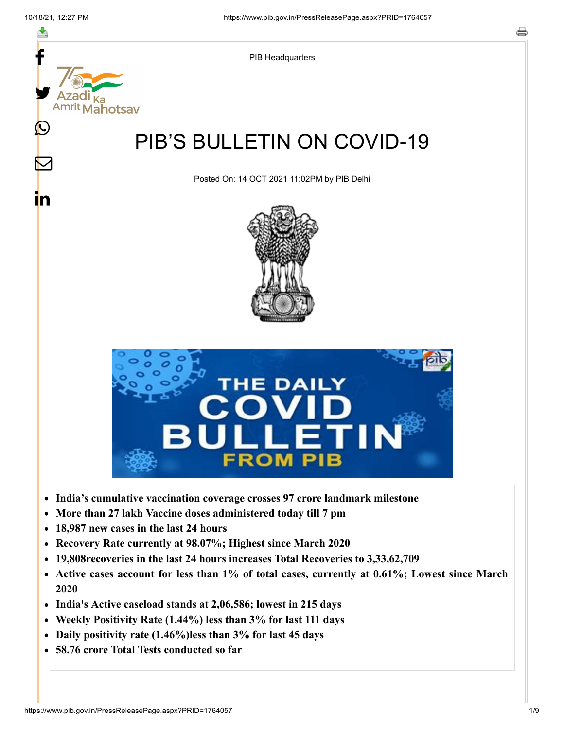PIB Headquarters

# PIB'S BULLETIN ON COVID-19

Posted On: 14 OCT 2021 11:02PM by PIB Delhi

- **India's cumulative vaccination coverage crosses 97 crore landmark milestone**
- **More than 27 lakh Vaccine doses administered today till 7 pm**
- **18,987 new cases in the last 24 hours**
- **Recovery Rate currently at 98.07%; Highest since March 2020**
- **19,808recoveries in the last 24 hours increases Total Recoveries to 3,33,62,709**
- **Active cases account for less than 1% of total cases, currently at 0.61%; Lowest since March 2020**
- **India's Active caseload stands at 2,06,586; lowest in 215 days**
- **Weekly Positivity Rate (1.44%) less than 3% for last 111 days**
- **Daily positivity rate (1.46%)less than 3% for last 45 days**
- **58.76 crore Total Tests conducted so far**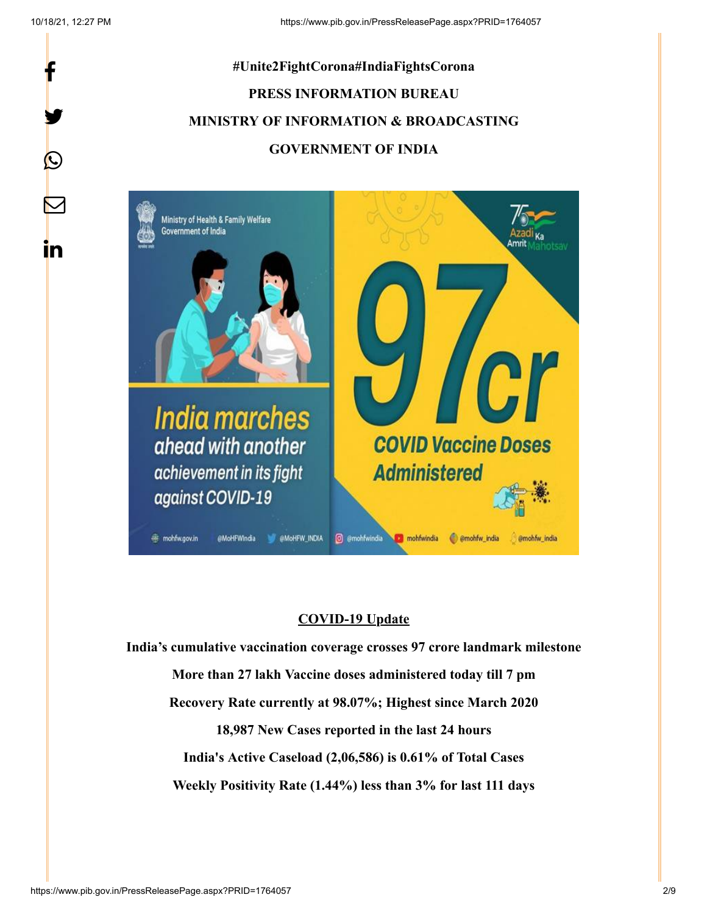#Unite2FightCorona#IndiaFightsCorona

**PRESS INFORMATION BUREAU**

**MINISTRY OF INFORMATION & BROADCASTING**

**GOVERNMENT OF INDIA**

## COVID-19 Update

**India's cumulative vaccination coverage crosses 97 crore landmark milestone**

**More than 27 lakh Vaccine doses administered today till 7 pm**

**Recovery Rate currently at 98.07%; Highest since March 2020**

**18,987 New Cases reported in the last 24 hours**

**India's Active Caseload (2,06,586) is 0.61% of Total Cases**

**Weekly Positivity Rate (1.44%) less than 3% for last 111 days**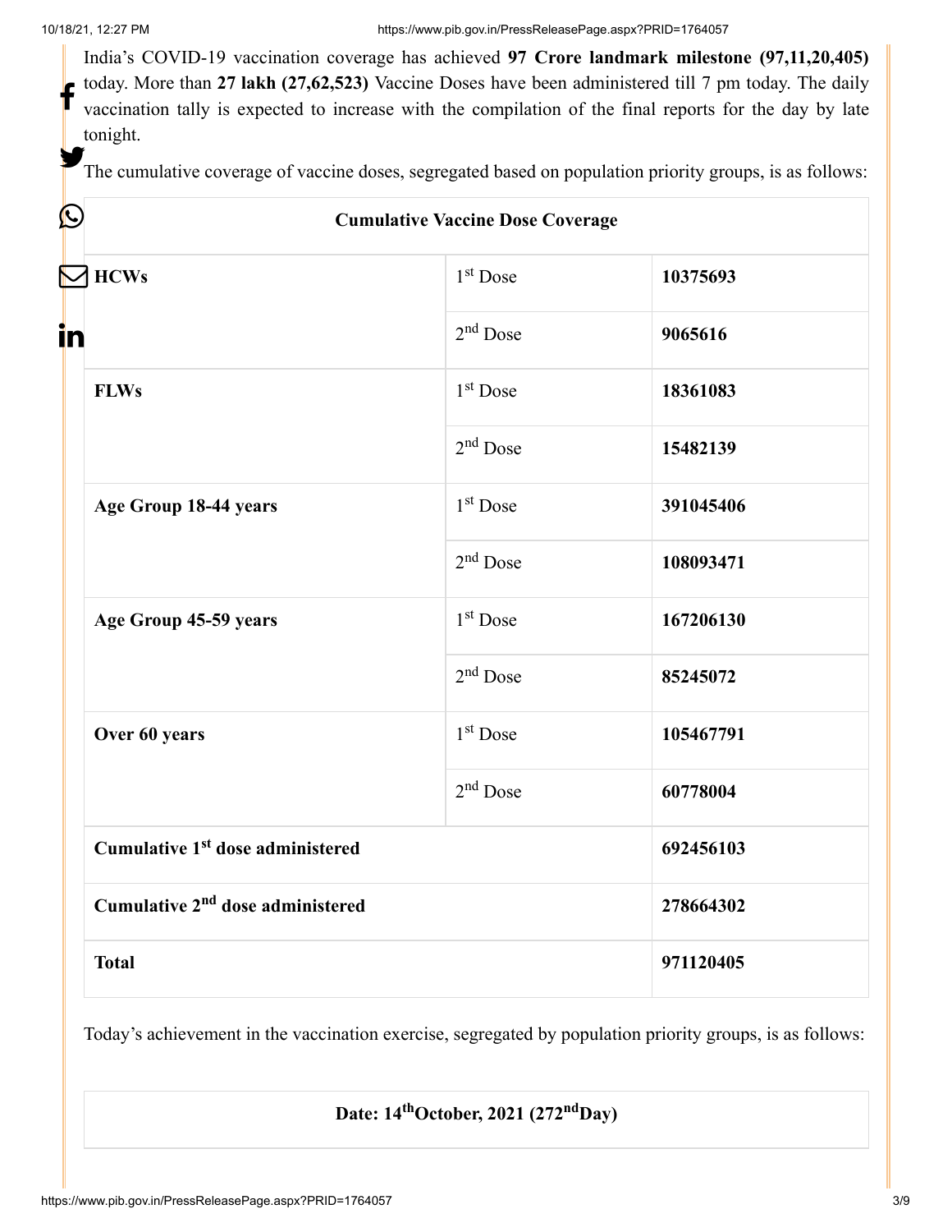India's COVID-19 vaccination coverage has achieved **97 Crore landmark milestone (97,11,20,405)** today. More than **27 lakh (27,62,523)** Vaccine Doses have been administered till 7 pm today. The daily vaccination tally is expected to increase with the compilation of the final reports for the day by late tonight.

The cumulative coverage of vaccine doses, segregated based on population priority groups, is as follows:

| **Cumulative Vaccine Dose Coverage** | | |
|---|---|---|
| **HCWs** | 1st Dose | **10375693** |
| | 2nd Dose | **9065616** |
| **FLWs** | 1st Dose | **18361083** |
| | 2nd Dose | **15482139** |
| **Age Group 18-44 years** | 1st Dose | **391045406** |
| | 2nd Dose | **108093471** |
| **Age Group 45-59 years** | 1st Dose | **167206130** |
| | 2nd Dose | **85245072** |
| **Over 60 years** | 1st Dose | **105467791** |
| | 2nd Dose | **60778004** |
| **Cumulative 1st dose administered** | | **692456103** |
| **Cumulative 2nd dose administered** | | **278664302** |
| **Total** | | **971120405** |

Today's achievement in the vaccination exercise, segregated by population priority groups, is as follows:

| **Date: 14th October, 2021 (272nd Day)** |
|---|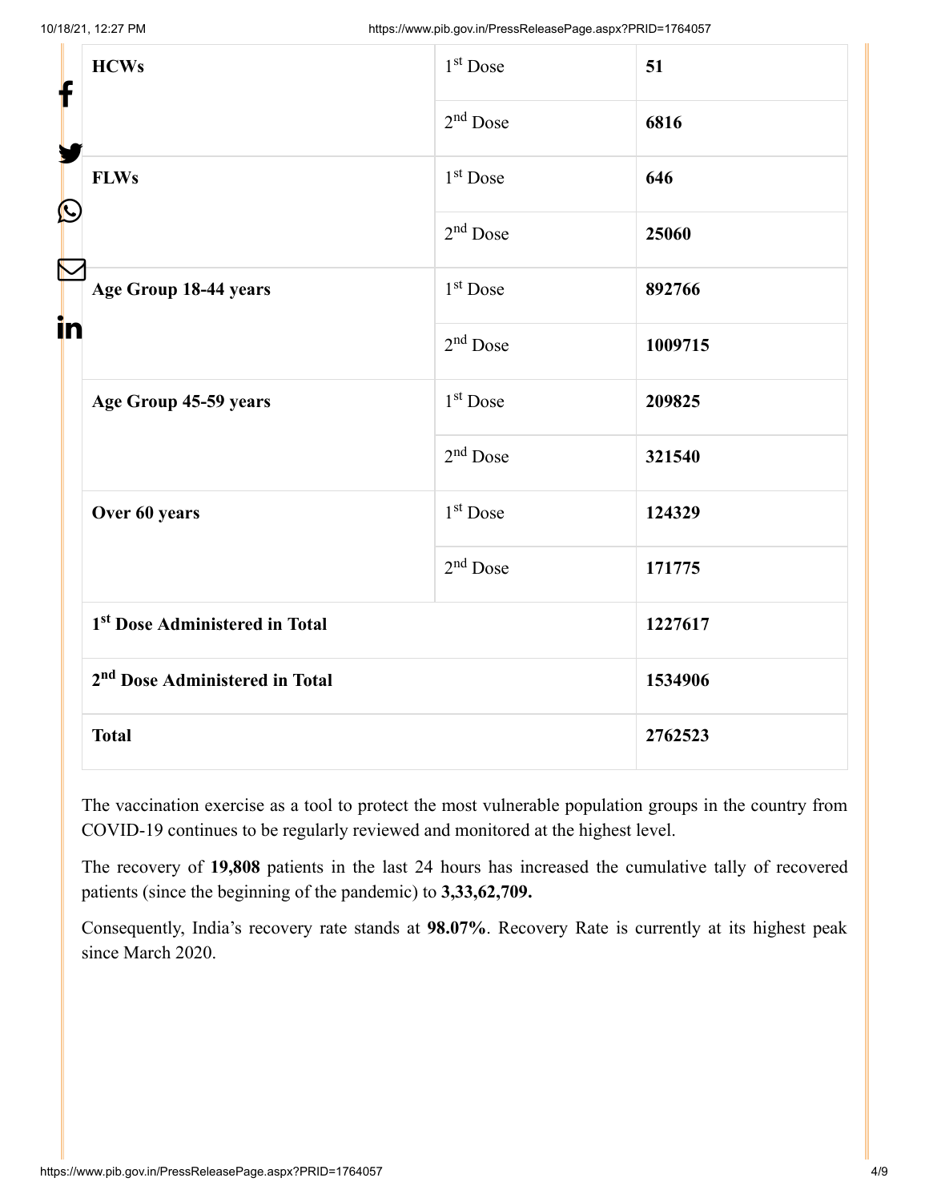| HCWs | 1st Dose | **51** |
|---|---|---|
| | 2nd Dose | **6816** |
| **FLWs** | 1st Dose | **646** |
| | 2nd Dose | **25060** |
| **Age Group 18-44 years** | 1st Dose | **892766** |
| | 2nd Dose | **1009715** |
| **Age Group 45-59 years** | 1st Dose | **209825** |
| | 2nd Dose | **321540** |
| **Over 60 years** | 1st Dose | **124329** |
| | 2nd Dose | **171775** |
| **1st Dose Administered in Total** | | **1227617** |
| **2nd Dose Administered in Total** | | **1534906** |
| **Total** | | **2762523** |

The vaccination exercise as a tool to protect the most vulnerable population groups in the country from COVID-19 continues to be regularly reviewed and monitored at the highest level.

The recovery of **19,808** patients in the last 24 hours has increased the cumulative tally of recovered patients (since the beginning of the pandemic) to **3,33,62,709.**

Consequently, India's recovery rate stands at **98.07%**. Recovery Rate is currently at its highest peak since March 2020.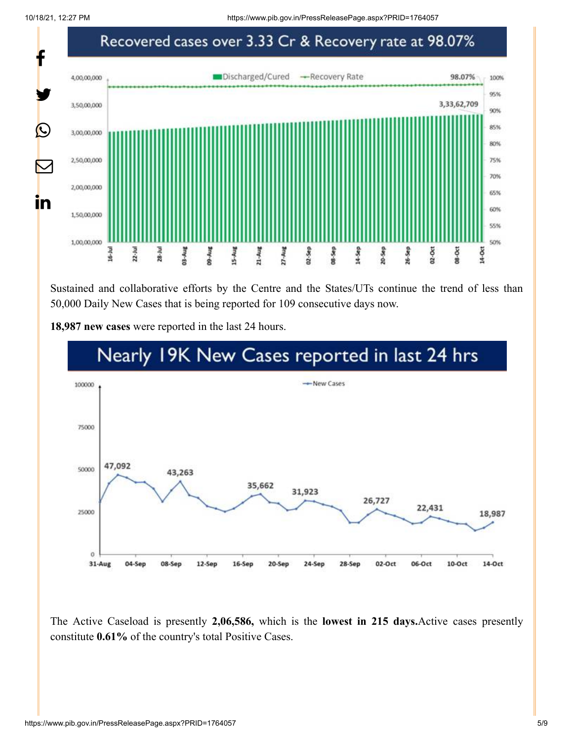## Recovered cases over 3.33 Cr & Recovery rate at 98.07%

Sustained and collaborative efforts by the Centre and the States/UTs continue the trend of less than 50,000 Daily New Cases that is being reported for 109 consecutive days now.

**18,987 new cases** were reported in the last 24 hours.

## Nearly 19K New Cases reported in last 24 hrs

The Active Caseload is presently **2,06,586,** which is the **lowest in 215 days.** Active cases presently constitute **0.61%** of the country's total Positive Cases.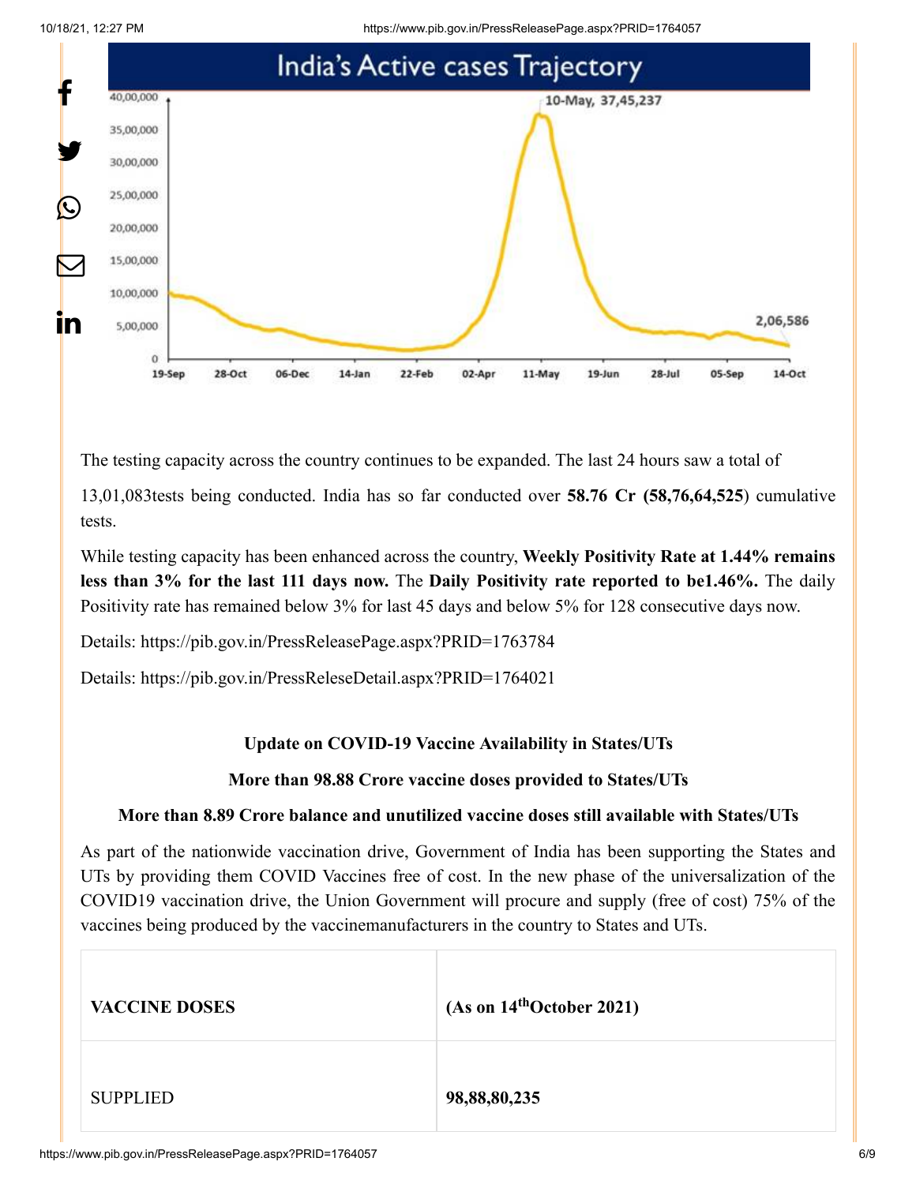The testing capacity across the country continues to be expanded. The last 24 hours saw a total of 13,01,083tests being conducted. India has so far conducted over **58.76 Cr (58,76,64,525**) cumulative tests.

While testing capacity has been enhanced across the country, **Weekly Positivity Rate at 1.44% remains less than 3% for the last 111 days now.** The **Daily Positivity rate reported to be1.46%.** The daily Positivity rate has remained below 3% for last 45 days and below 5% for 128 consecutive days now.

Details: https://pib.gov.in/PressReleasePage.aspx?PRID=1763784

Details: https://pib.gov.in/PressReleseDetail.aspx?PRID=1764021

**Update on COVID-19 Vaccine Availability in States/UTs**

**More than 98.88 Crore vaccine doses provided to States/UTs**

**More than 8.89 Crore balance and unutilized vaccine doses still available with States/UTs**

As part of the nationwide vaccination drive, Government of India has been supporting the States and UTs by providing them COVID Vaccines free of cost. In the new phase of the universalization of the COVID19 vaccination drive, the Union Government will procure and supply (free of cost) 75% of the vaccines being produced by the vaccinemanufacturers in the country to States and UTs.

| **VACCINE DOSES** | **(As on 14th October 2021)** |
|---|---|
| SUPPLIED | **98,88,80,235** |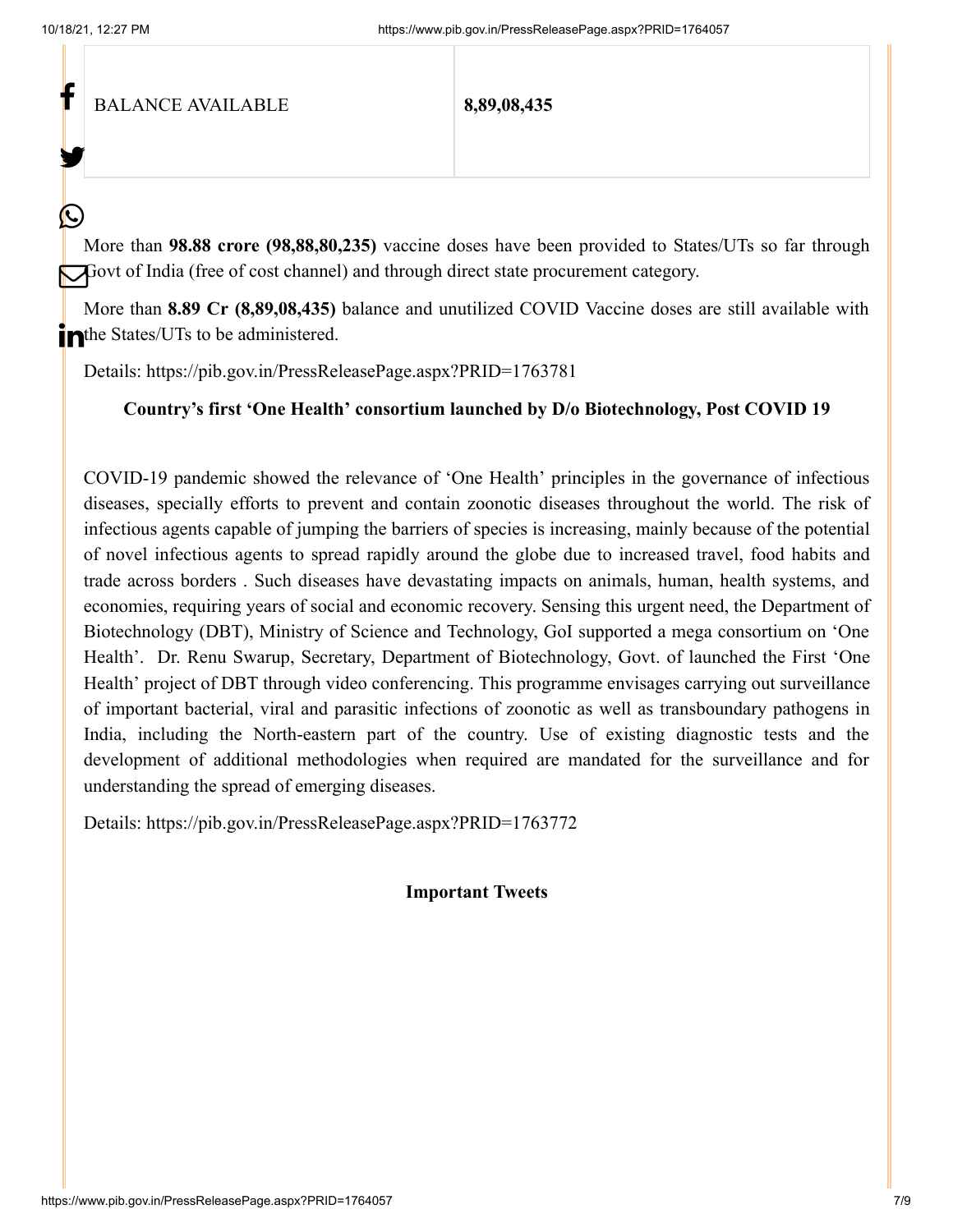| BALANCE AVAILABLE | **8,89,08,435** |
|---|---|

More than **98.88 crore (98,88,80,235)** vaccine doses have been provided to States/UTs so far through Govt of India (free of cost channel) and through direct state procurement category.

More than **8.89 Cr (8,89,08,435)** balance and unutilized COVID Vaccine doses are still available with the States/UTs to be administered.

Details: https://pib.gov.in/PressReleasePage.aspx?PRID=1763781

**Country's first 'One Health' consortium launched by D/o Biotechnology, Post COVID 19**

COVID-19 pandemic showed the relevance of 'One Health' principles in the governance of infectious diseases, specially efforts to prevent and contain zoonotic diseases throughout the world. The risk of infectious agents capable of jumping the barriers of species is increasing, mainly because of the potential of novel infectious agents to spread rapidly around the globe due to increased travel, food habits and trade across borders . Such diseases have devastating impacts on animals, human, health systems, and economies, requiring years of social and economic recovery. Sensing this urgent need, the Department of Biotechnology (DBT), Ministry of Science and Technology, GoI supported a mega consortium on 'One Health'. Dr. Renu Swarup, Secretary, Department of Biotechnology, Govt. of launched the First 'One Health' project of DBT through video conferencing. This programme envisages carrying out surveillance of important bacterial, viral and parasitic infections of zoonotic as well as transboundary pathogens in India, including the North-eastern part of the country. Use of existing diagnostic tests and the development of additional methodologies when required are mandated for the surveillance and for understanding the spread of emerging diseases.

Details: https://pib.gov.in/PressReleasePage.aspx?PRID=1763772

**Important Tweets**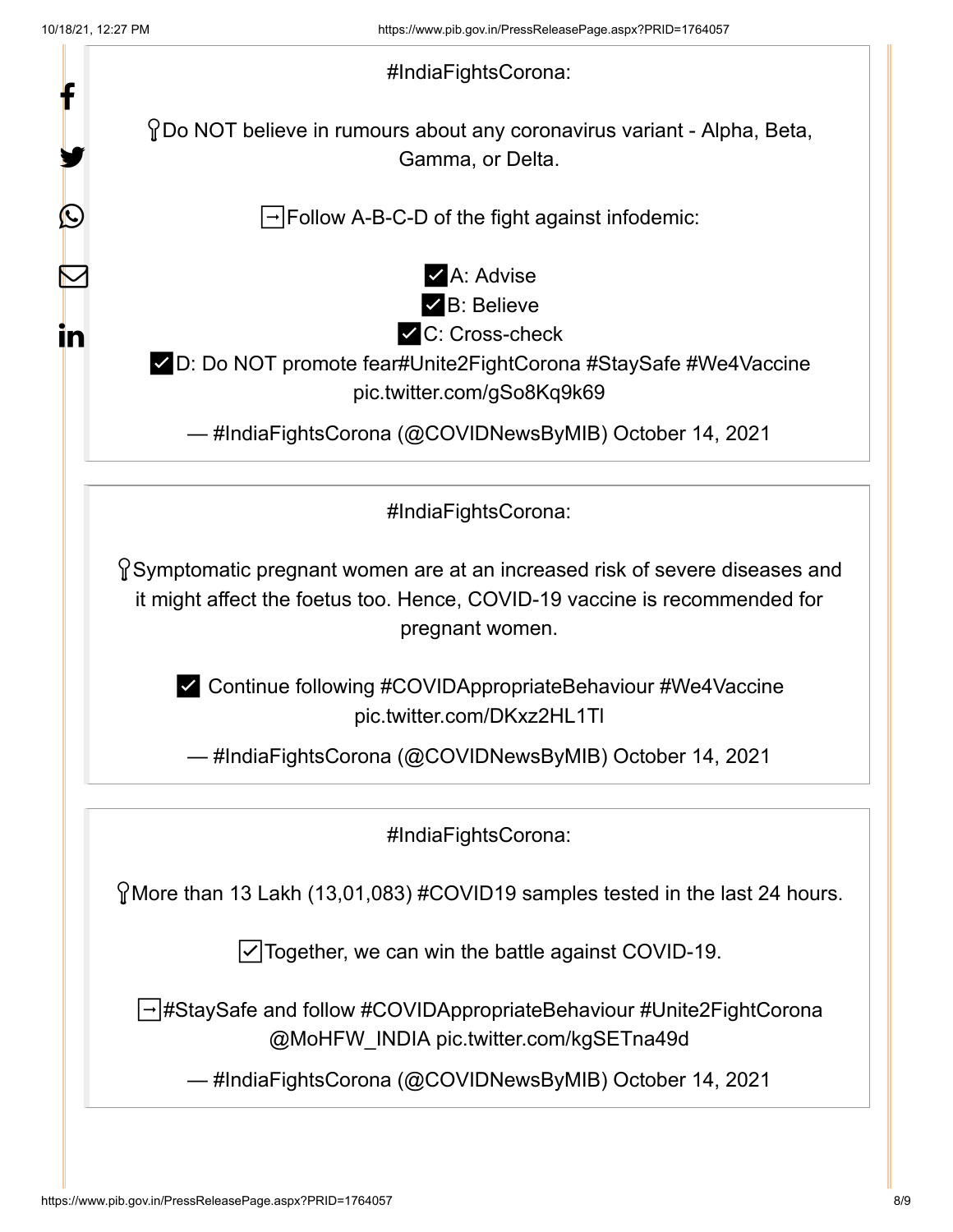#IndiaFightsCorona:

📍Do NOT believe in rumours about any coronavirus variant - Alpha, Beta, Gamma, or Delta.

➡️Follow A-B-C-D of the fight against infodemic:

✅A: Advise
✅B: Believe
✅C: Cross-check
✅D: Do NOT promote fear#Unite2FightCorona #StaySafe #We4Vaccine pic.twitter.com/gSo8Kq9k69

— #IndiaFightsCorona (@COVIDNewsByMIB) October 14, 2021

#IndiaFightsCorona:

📍Symptomatic pregnant women are at an increased risk of severe diseases and it might affect the foetus too. Hence, COVID-19 vaccine is recommended for pregnant women.

✅ Continue following #COVIDAppropriateBehaviour #We4Vaccine pic.twitter.com/DKxz2HL1Tl

— #IndiaFightsCorona (@COVIDNewsByMIB) October 14, 2021

#IndiaFightsCorona:

📍More than 13 Lakh (13,01,083) #COVID19 samples tested in the last 24 hours.

☑️Together, we can win the battle against COVID-19.

➡️#StaySafe and follow #COVIDAppropriateBehaviour #Unite2FightCorona @MoHFW_INDIA pic.twitter.com/kgSETna49d

— #IndiaFightsCorona (@COVIDNewsByMIB) October 14, 2021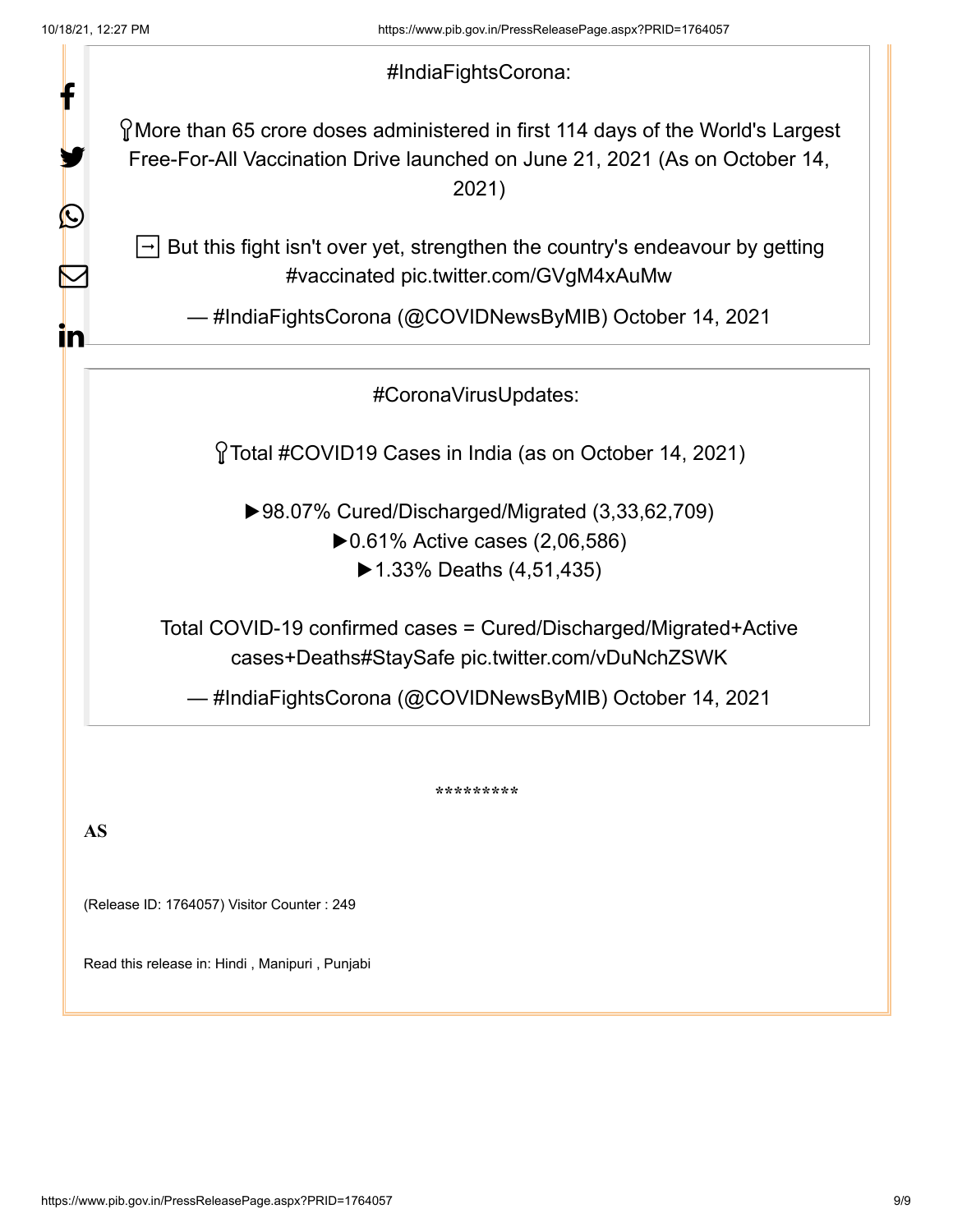#IndiaFightsCorona:

More than 65 crore doses administered in first 114 days of the World's Largest Free-For-All Vaccination Drive launched on June 21, 2021 (As on October 14, 2021)

But this fight isn't over yet, strengthen the country's endeavour by getting #vaccinated pic.twitter.com/GVgM4xAuMw

— #IndiaFightsCorona (@COVIDNewsByMIB) October 14, 2021

#CoronaVirusUpdates:

Total #COVID19 Cases in India (as on October 14, 2021)

▶98.07% Cured/Discharged/Migrated (3,33,62,709)
▶0.61% Active cases (2,06,586)
▶1.33% Deaths (4,51,435)

Total COVID-19 confirmed cases = Cured/Discharged/Migrated+Active cases+Deaths#StaySafe pic.twitter.com/vDuNchZSWK

— #IndiaFightsCorona (@COVIDNewsByMIB) October 14, 2021

*********

**AS**

(Release ID: 1764057) Visitor Counter : 249

Read this release in: Hindi , Manipuri , Punjabi